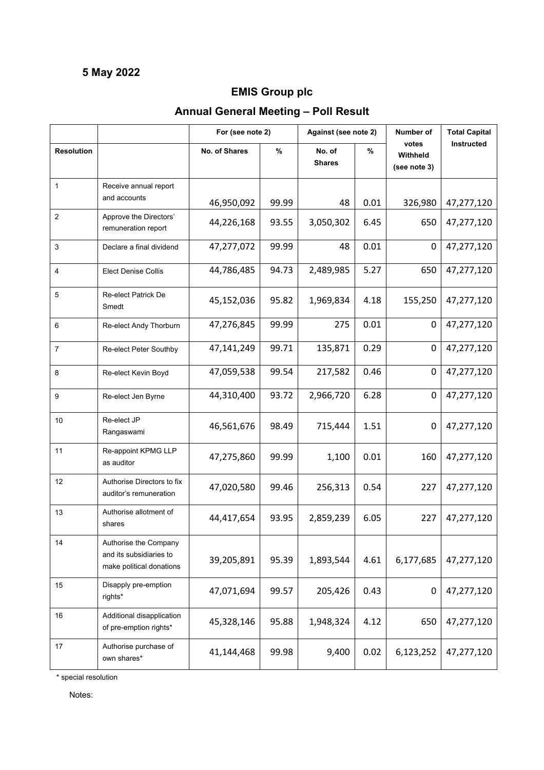**5 May 2022**

## EMIS Group plc

## Annual General Meeting – Poll Result

| Resolution | | For (see note 2) | | Against (see note 2) | | Number of votes Withheld (see note 3) | Total Capital Instructed |
|---|---|---|---|---|---|---|---|
| | | No. of Shares | % | No. of Shares | % | | |
| 1 | Receive annual report and accounts | 46,950,092 | 99.99 | 48 | 0.01 | 326,980 | 47,277,120 |
| 2 | Approve the Directors' remuneration report | 44,226,168 | 93.55 | 3,050,302 | 6.45 | 650 | 47,277,120 |
| 3 | Declare a final dividend | 47,277,072 | 99.99 | 48 | 0.01 | 0 | 47,277,120 |
| 4 | Elect Denise Collis | 44,786,485 | 94.73 | 2,489,985 | 5.27 | 650 | 47,277,120 |
| 5 | Re-elect Patrick De Smedt | 45,152,036 | 95.82 | 1,969,834 | 4.18 | 155,250 | 47,277,120 |
| 6 | Re-elect Andy Thorburn | 47,276,845 | 99.99 | 275 | 0.01 | 0 | 47,277,120 |
| 7 | Re-elect Peter Southby | 47,141,249 | 99.71 | 135,871 | 0.29 | 0 | 47,277,120 |
| 8 | Re-elect Kevin Boyd | 47,059,538 | 99.54 | 217,582 | 0.46 | 0 | 47,277,120 |
| 9 | Re-elect Jen Byrne | 44,310,400 | 93.72 | 2,966,720 | 6.28 | 0 | 47,277,120 |
| 10 | Re-elect JP Rangaswami | 46,561,676 | 98.49 | 715,444 | 1.51 | 0 | 47,277,120 |
| 11 | Re-appoint KPMG LLP as auditor | 47,275,860 | 99.99 | 1,100 | 0.01 | 160 | 47,277,120 |
| 12 | Authorise Directors to fix auditor's remuneration | 47,020,580 | 99.46 | 256,313 | 0.54 | 227 | 47,277,120 |
| 13 | Authorise allotment of shares | 44,417,654 | 93.95 | 2,859,239 | 6.05 | 227 | 47,277,120 |
| 14 | Authorise the Company and its subsidiaries to make political donations | 39,205,891 | 95.39 | 1,893,544 | 4.61 | 6,177,685 | 47,277,120 |
| 15 | Disapply pre-emption rights* | 47,071,694 | 99.57 | 205,426 | 0.43 | 0 | 47,277,120 |
| 16 | Additional disapplication of pre-emption rights* | 45,328,146 | 95.88 | 1,948,324 | 4.12 | 650 | 47,277,120 |
| 17 | Authorise purchase of own shares* | 41,144,468 | 99.98 | 9,400 | 0.02 | 6,123,252 | 47,277,120 |

\* special resolution

Notes: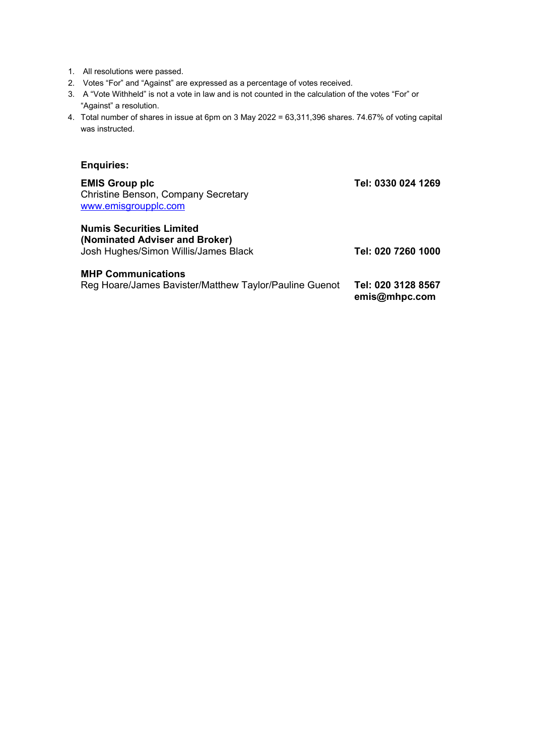1. All resolutions were passed.
2. Votes "For" and "Against" are expressed as a percentage of votes received.
3. A "Vote Withheld" is not a vote in law and is not counted in the calculation of the votes "For" or "Against" a resolution.
4. Total number of shares in issue at 6pm on 3 May 2022 = 63,311,396 shares. 74.67% of voting capital was instructed.

**Enquiries:**

| | |
|---|---|
| **EMIS Group plc**<br>Christine Benson, Company Secretary<br>www.emisgroupplc.com | **Tel: 0330 024 1269** |
| **Numis Securities Limited**<br>**(Nominated Adviser and Broker)**<br>Josh Hughes/Simon Willis/James Black | **Tel: 020 7260 1000** |
| **MHP Communications**<br>Reg Hoare/James Bavister/Matthew Taylor/Pauline Guenot | **Tel: 020 3128 8567**<br>**emis@mhpc.com** |